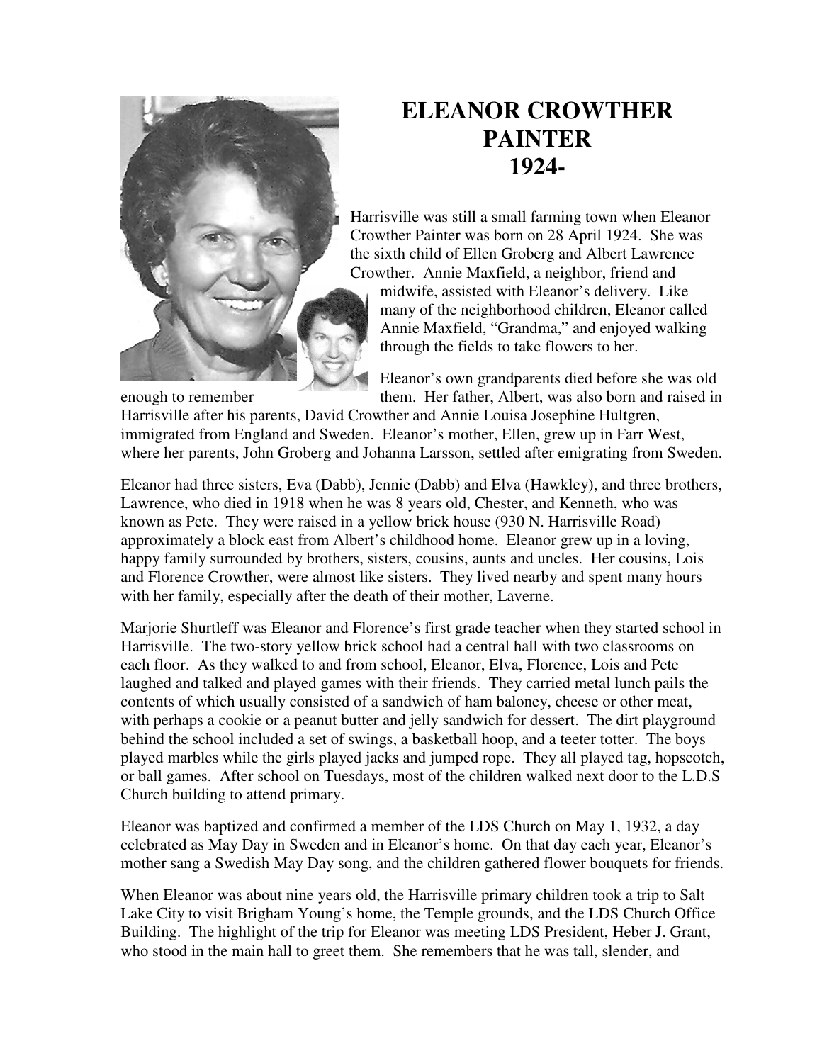# ELEANOR CROWTHER PAINTER 1924-

Harrisville was still a small farming town when Eleanor Crowther Painter was born on 28 April 1924. She was the sixth child of Ellen Groberg and Albert Lawrence Crowther. Annie Maxfield, a neighbor, friend and midwife, assisted with Eleanor's delivery. Like many of the neighborhood children, Eleanor called Annie Maxfield, "Grandma," and enjoyed walking through the fields to take flowers to her.

Eleanor's own grandparents died before she was old enough to remember them. Her father, Albert, was also born and raised in Harrisville after his parents, David Crowther and Annie Louisa Josephine Hultgren, immigrated from England and Sweden. Eleanor's mother, Ellen, grew up in Farr West, where her parents, John Groberg and Johanna Larsson, settled after emigrating from Sweden.

Eleanor had three sisters, Eva (Dabb), Jennie (Dabb) and Elva (Hawkley), and three brothers, Lawrence, who died in 1918 when he was 8 years old, Chester, and Kenneth, who was known as Pete. They were raised in a yellow brick house (930 N. Harrisville Road) approximately a block east from Albert's childhood home. Eleanor grew up in a loving, happy family surrounded by brothers, sisters, cousins, aunts and uncles. Her cousins, Lois and Florence Crowther, were almost like sisters. They lived nearby and spent many hours with her family, especially after the death of their mother, Laverne.

Marjorie Shurtleff was Eleanor and Florence's first grade teacher when they started school in Harrisville. The two-story yellow brick school had a central hall with two classrooms on each floor. As they walked to and from school, Eleanor, Elva, Florence, Lois and Pete laughed and talked and played games with their friends. They carried metal lunch pails the contents of which usually consisted of a sandwich of ham baloney, cheese or other meat, with perhaps a cookie or a peanut butter and jelly sandwich for dessert. The dirt playground behind the school included a set of swings, a basketball hoop, and a teeter totter. The boys played marbles while the girls played jacks and jumped rope. They all played tag, hopscotch, or ball games. After school on Tuesdays, most of the children walked next door to the L.D.S Church building to attend primary.

Eleanor was baptized and confirmed a member of the LDS Church on May 1, 1932, a day celebrated as May Day in Sweden and in Eleanor's home. On that day each year, Eleanor's mother sang a Swedish May Day song, and the children gathered flower bouquets for friends.

When Eleanor was about nine years old, the Harrisville primary children took a trip to Salt Lake City to visit Brigham Young's home, the Temple grounds, and the LDS Church Office Building. The highlight of the trip for Eleanor was meeting LDS President, Heber J. Grant, who stood in the main hall to greet them. She remembers that he was tall, slender, and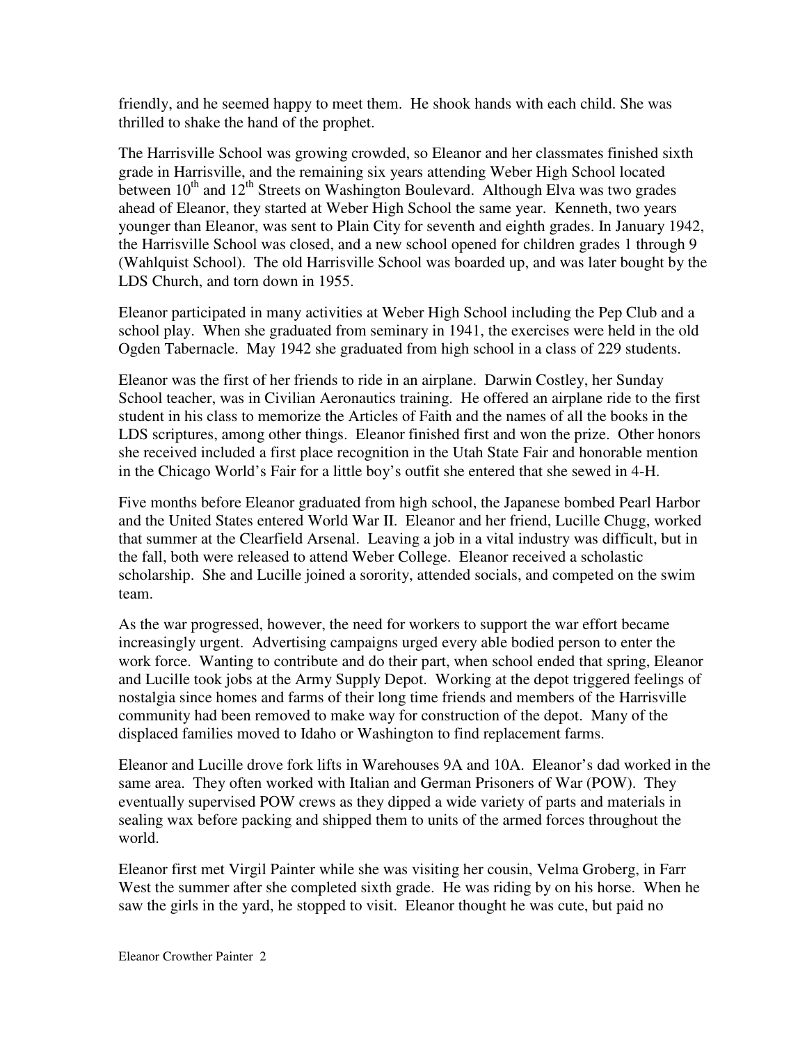friendly, and he seemed happy to meet them. He shook hands with each child. She was thrilled to shake the hand of the prophet.

The Harrisville School was growing crowded, so Eleanor and her classmates finished sixth grade in Harrisville, and the remaining six years attending Weber High School located between 10th and 12th Streets on Washington Boulevard. Although Elva was two grades ahead of Eleanor, they started at Weber High School the same year. Kenneth, two years younger than Eleanor, was sent to Plain City for seventh and eighth grades. In January 1942, the Harrisville School was closed, and a new school opened for children grades 1 through 9 (Wahlquist School). The old Harrisville School was boarded up, and was later bought by the LDS Church, and torn down in 1955.

Eleanor participated in many activities at Weber High School including the Pep Club and a school play. When she graduated from seminary in 1941, the exercises were held in the old Ogden Tabernacle. May 1942 she graduated from high school in a class of 229 students.

Eleanor was the first of her friends to ride in an airplane. Darwin Costley, her Sunday School teacher, was in Civilian Aeronautics training. He offered an airplane ride to the first student in his class to memorize the Articles of Faith and the names of all the books in the LDS scriptures, among other things. Eleanor finished first and won the prize. Other honors she received included a first place recognition in the Utah State Fair and honorable mention in the Chicago World's Fair for a little boy's outfit she entered that she sewed in 4-H.

Five months before Eleanor graduated from high school, the Japanese bombed Pearl Harbor and the United States entered World War II. Eleanor and her friend, Lucille Chugg, worked that summer at the Clearfield Arsenal. Leaving a job in a vital industry was difficult, but in the fall, both were released to attend Weber College. Eleanor received a scholastic scholarship. She and Lucille joined a sorority, attended socials, and competed on the swim team.

As the war progressed, however, the need for workers to support the war effort became increasingly urgent. Advertising campaigns urged every able bodied person to enter the work force. Wanting to contribute and do their part, when school ended that spring, Eleanor and Lucille took jobs at the Army Supply Depot. Working at the depot triggered feelings of nostalgia since homes and farms of their long time friends and members of the Harrisville community had been removed to make way for construction of the depot. Many of the displaced families moved to Idaho or Washington to find replacement farms.

Eleanor and Lucille drove fork lifts in Warehouses 9A and 10A. Eleanor's dad worked in the same area. They often worked with Italian and German Prisoners of War (POW). They eventually supervised POW crews as they dipped a wide variety of parts and materials in sealing wax before packing and shipped them to units of the armed forces throughout the world.

Eleanor first met Virgil Painter while she was visiting her cousin, Velma Groberg, in Farr West the summer after she completed sixth grade. He was riding by on his horse. When he saw the girls in the yard, he stopped to visit. Eleanor thought he was cute, but paid no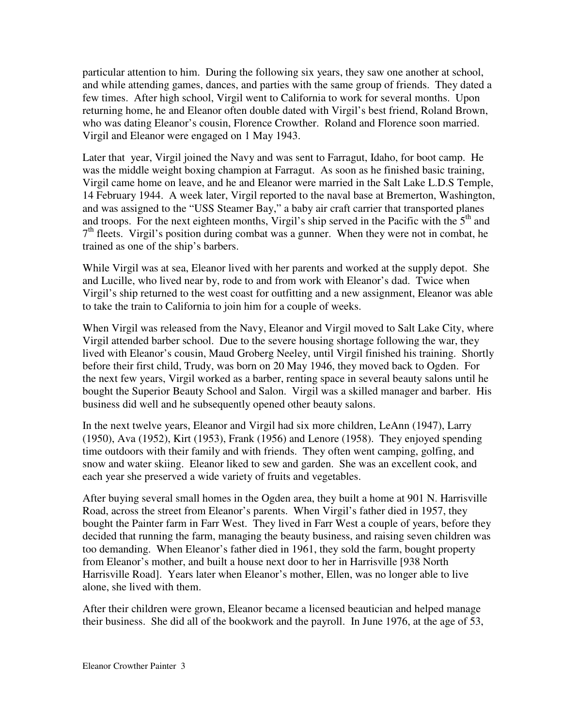particular attention to him. During the following six years, they saw one another at school, and while attending games, dances, and parties with the same group of friends. They dated a few times. After high school, Virgil went to California to work for several months. Upon returning home, he and Eleanor often double dated with Virgil's best friend, Roland Brown, who was dating Eleanor's cousin, Florence Crowther. Roland and Florence soon married. Virgil and Eleanor were engaged on 1 May 1943.

Later that year, Virgil joined the Navy and was sent to Farragut, Idaho, for boot camp. He was the middle weight boxing champion at Farragut. As soon as he finished basic training, Virgil came home on leave, and he and Eleanor were married in the Salt Lake L.D.S Temple, 14 February 1944. A week later, Virgil reported to the naval base at Bremerton, Washington, and was assigned to the "USS Steamer Bay," a baby air craft carrier that transported planes and troops. For the next eighteen months, Virgil's ship served in the Pacific with the 5th and 7th fleets. Virgil's position during combat was a gunner. When they were not in combat, he trained as one of the ship's barbers.

While Virgil was at sea, Eleanor lived with her parents and worked at the supply depot. She and Lucille, who lived near by, rode to and from work with Eleanor's dad. Twice when Virgil's ship returned to the west coast for outfitting and a new assignment, Eleanor was able to take the train to California to join him for a couple of weeks.

When Virgil was released from the Navy, Eleanor and Virgil moved to Salt Lake City, where Virgil attended barber school. Due to the severe housing shortage following the war, they lived with Eleanor's cousin, Maud Groberg Neeley, until Virgil finished his training. Shortly before their first child, Trudy, was born on 20 May 1946, they moved back to Ogden. For the next few years, Virgil worked as a barber, renting space in several beauty salons until he bought the Superior Beauty School and Salon. Virgil was a skilled manager and barber. His business did well and he subsequently opened other beauty salons.

In the next twelve years, Eleanor and Virgil had six more children, LeAnn (1947), Larry (1950), Ava (1952), Kirt (1953), Frank (1956) and Lenore (1958). They enjoyed spending time outdoors with their family and with friends. They often went camping, golfing, and snow and water skiing. Eleanor liked to sew and garden. She was an excellent cook, and each year she preserved a wide variety of fruits and vegetables.

After buying several small homes in the Ogden area, they built a home at 901 N. Harrisville Road, across the street from Eleanor's parents. When Virgil's father died in 1957, they bought the Painter farm in Farr West. They lived in Farr West a couple of years, before they decided that running the farm, managing the beauty business, and raising seven children was too demanding. When Eleanor's father died in 1961, they sold the farm, bought property from Eleanor's mother, and built a house next door to her in Harrisville [938 North Harrisville Road]. Years later when Eleanor's mother, Ellen, was no longer able to live alone, she lived with them.

After their children were grown, Eleanor became a licensed beautician and helped manage their business. She did all of the bookwork and the payroll. In June 1976, at the age of 53,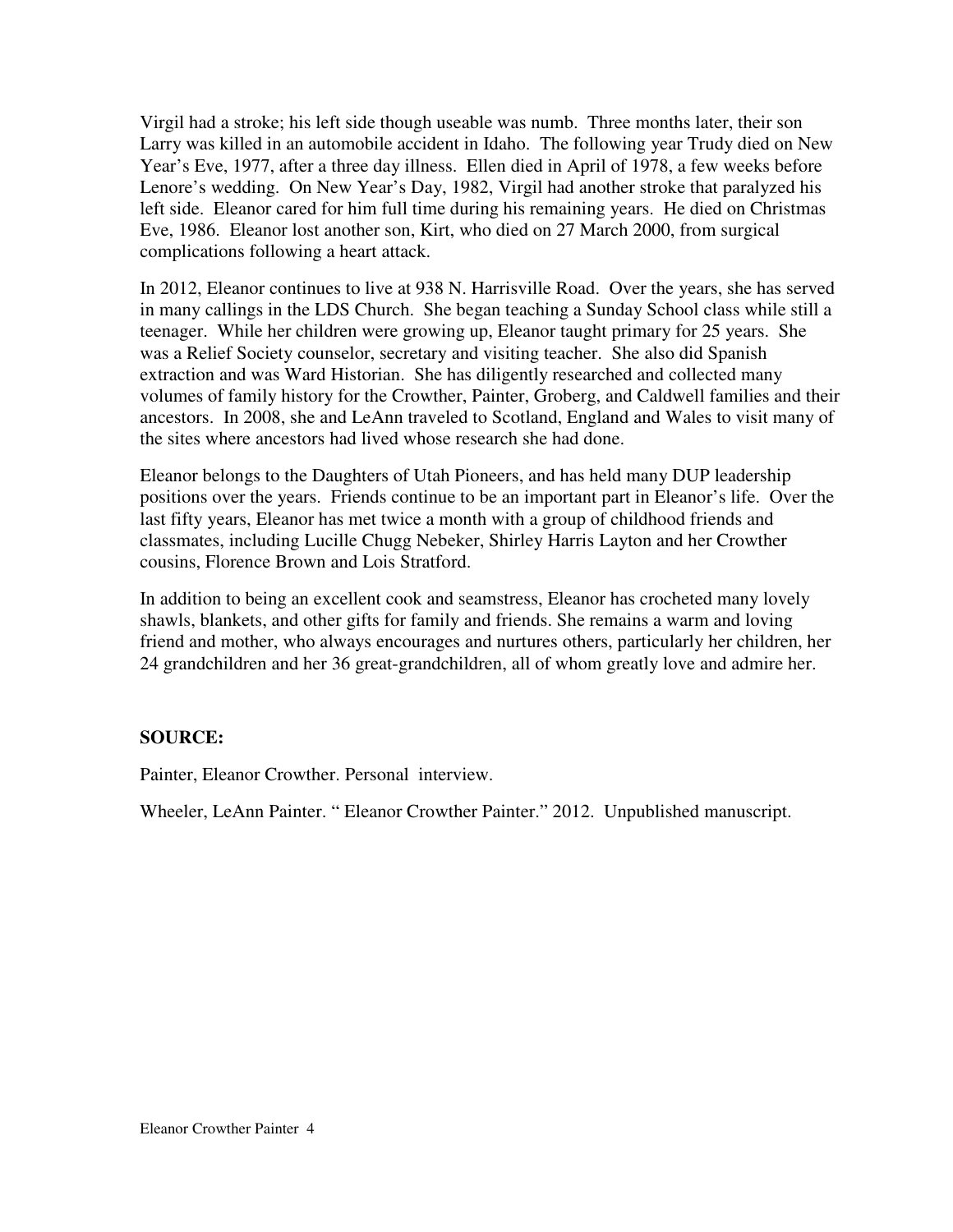Virgil had a stroke; his left side though useable was numb. Three months later, their son Larry was killed in an automobile accident in Idaho. The following year Trudy died on New Year's Eve, 1977, after a three day illness. Ellen died in April of 1978, a few weeks before Lenore's wedding. On New Year's Day, 1982, Virgil had another stroke that paralyzed his left side. Eleanor cared for him full time during his remaining years. He died on Christmas Eve, 1986. Eleanor lost another son, Kirt, who died on 27 March 2000, from surgical complications following a heart attack.

In 2012, Eleanor continues to live at 938 N. Harrisville Road. Over the years, she has served in many callings in the LDS Church. She began teaching a Sunday School class while still a teenager. While her children were growing up, Eleanor taught primary for 25 years. She was a Relief Society counselor, secretary and visiting teacher. She also did Spanish extraction and was Ward Historian. She has diligently researched and collected many volumes of family history for the Crowther, Painter, Groberg, and Caldwell families and their ancestors. In 2008, she and LeAnn traveled to Scotland, England and Wales to visit many of the sites where ancestors had lived whose research she had done.

Eleanor belongs to the Daughters of Utah Pioneers, and has held many DUP leadership positions over the years. Friends continue to be an important part in Eleanor's life. Over the last fifty years, Eleanor has met twice a month with a group of childhood friends and classmates, including Lucille Chugg Nebeker, Shirley Harris Layton and her Crowther cousins, Florence Brown and Lois Stratford.

In addition to being an excellent cook and seamstress, Eleanor has crocheted many lovely shawls, blankets, and other gifts for family and friends. She remains a warm and loving friend and mother, who always encourages and nurtures others, particularly her children, her 24 grandchildren and her 36 great-grandchildren, all of whom greatly love and admire her.

**SOURCE:**

Painter, Eleanor Crowther. Personal interview.

Wheeler, LeAnn Painter. " Eleanor Crowther Painter." 2012. Unpublished manuscript.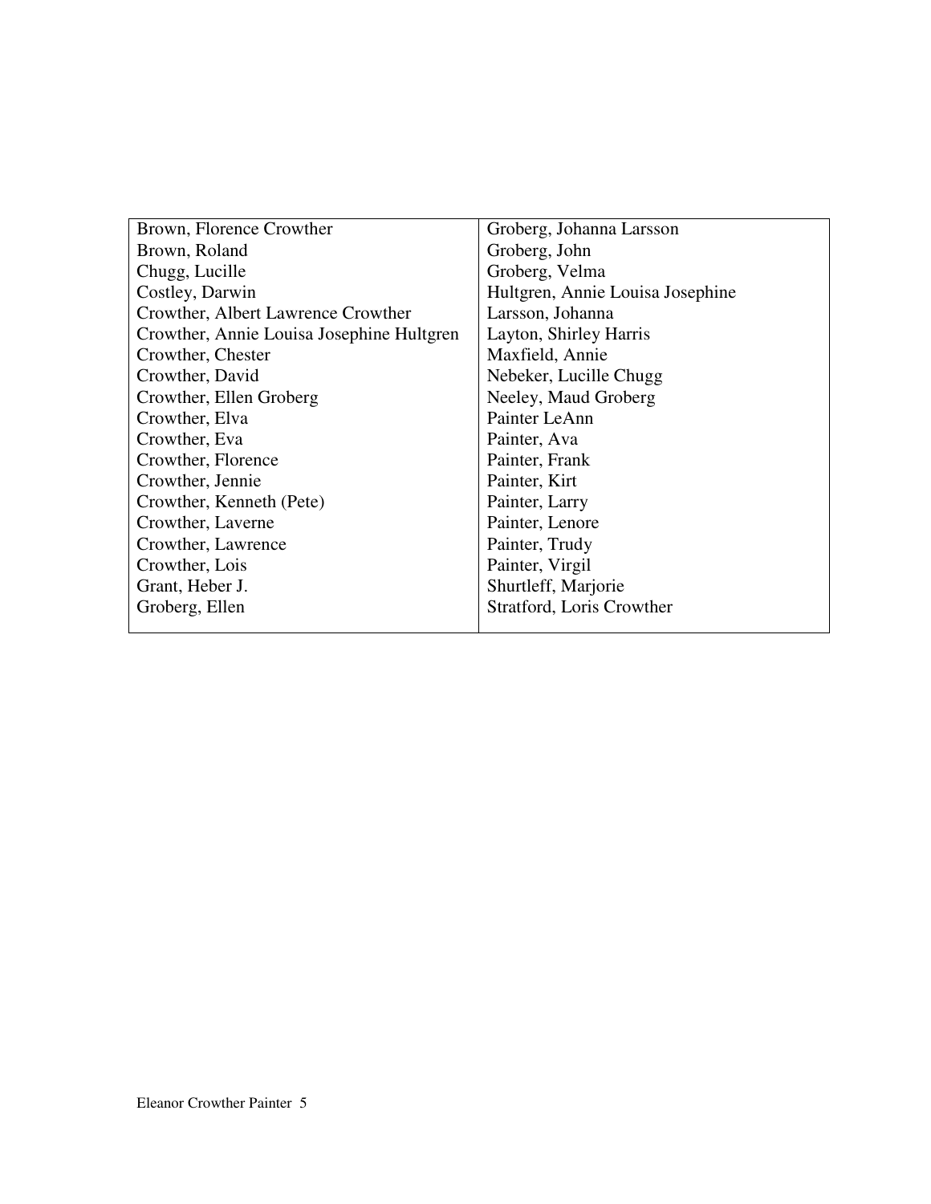| | |
|---|---|
| Brown, Florence Crowther | Groberg, Johanna Larsson |
| Brown, Roland | Groberg, John |
| Chugg, Lucille | Groberg, Velma |
| Costley, Darwin | Hultgren, Annie Louisa Josephine |
| Crowther, Albert Lawrence Crowther | Larsson, Johanna |
| Crowther, Annie Louisa Josephine Hultgren | Layton, Shirley Harris |
| Crowther, Chester | Maxfield, Annie |
| Crowther, David | Nebeker, Lucille Chugg |
| Crowther, Ellen Groberg | Neeley, Maud Groberg |
| Crowther, Elva | Painter LeAnn |
| Crowther, Eva | Painter, Ava |
| Crowther, Florence | Painter, Frank |
| Crowther, Jennie | Painter, Kirt |
| Crowther, Kenneth (Pete) | Painter, Larry |
| Crowther, Laverne | Painter, Lenore |
| Crowther, Lawrence | Painter, Trudy |
| Crowther, Lois | Painter, Virgil |
| Grant, Heber J. | Shurtleff, Marjorie |
| Groberg, Ellen | Stratford, Loris Crowther |